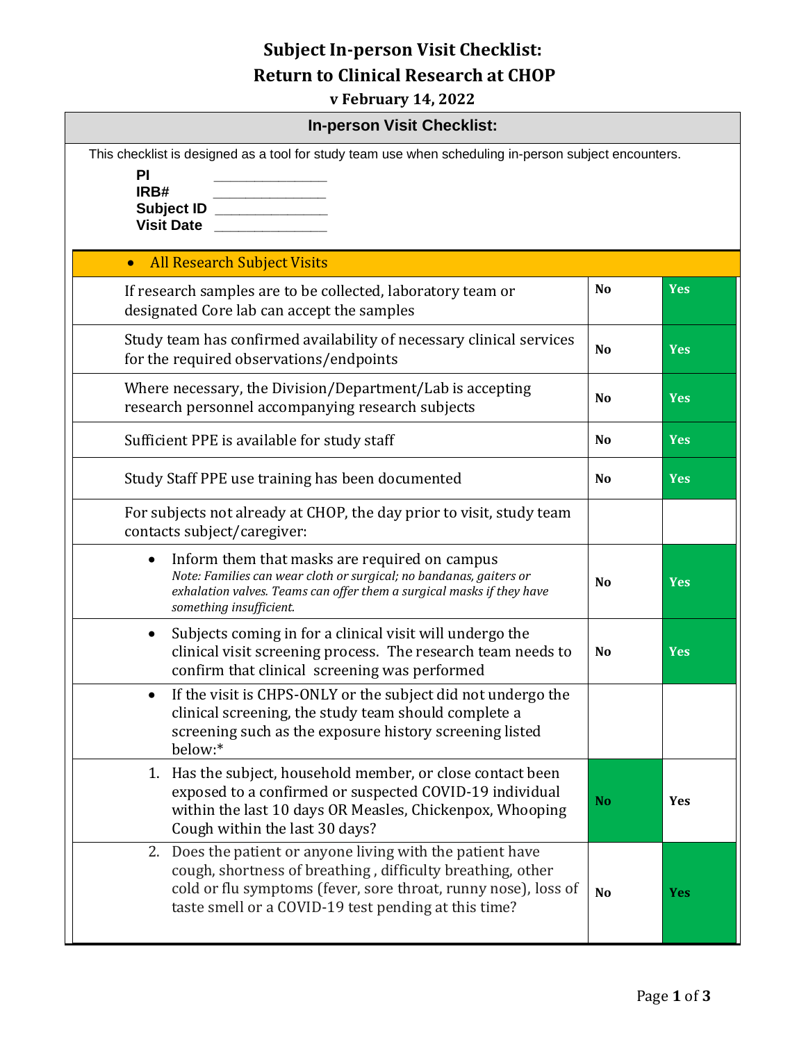# Subject In-person Visit Checklist: Return to Clinical Research at CHOP

**v February 14, 2022**

## In-person Visit Checklist:

This checklist is designed as a tool for study team use when scheduling in-person subject encounters.

**PI** _______________
**IRB#** _______________
**Subject ID** _______________
**Visit Date** _______________

| • All Research Subject Visits | | |
|---|---|---|
| If research samples are to be collected, laboratory team or designated Core lab can accept the samples | **No** | **Yes** |
| Study team has confirmed availability of necessary clinical services for the required observations/endpoints | **No** | **Yes** |
| Where necessary, the Division/Department/Lab is accepting research personnel accompanying research subjects | **No** | **Yes** |
| Sufficient PPE is available for study staff | **No** | **Yes** |
| Study Staff PPE use training has been documented | **No** | **Yes** |
| For subjects not already at CHOP, the day prior to visit, study team contacts subject/caregiver: | | |
| • Inform them that masks are required on campus<br>*Note: Families can wear cloth or surgical; no bandanas, gaiters or exhalation valves. Teams can offer them a surgical masks if they have something insufficient.* | **No** | **Yes** |
| • Subjects coming in for a clinical visit will undergo the clinical visit screening process. The research team needs to confirm that clinical screening was performed | **No** | **Yes** |
| • If the visit is CHPS-ONLY or the subject did not undergo the clinical screening, the study team should complete a screening such as the exposure history screening listed below:* | | |
| 1. Has the subject, household member, or close contact been exposed to a confirmed or suspected COVID-19 individual within the last 10 days OR Measles, Chickenpox, Whooping Cough within the last 30 days? | **No** | **Yes** |
| 2. Does the patient or anyone living with the patient have cough, shortness of breathing , difficulty breathing, other cold or flu symptoms (fever, sore throat, runny nose), loss of taste smell or a COVID-19 test pending at this time? | **No** | **Yes** |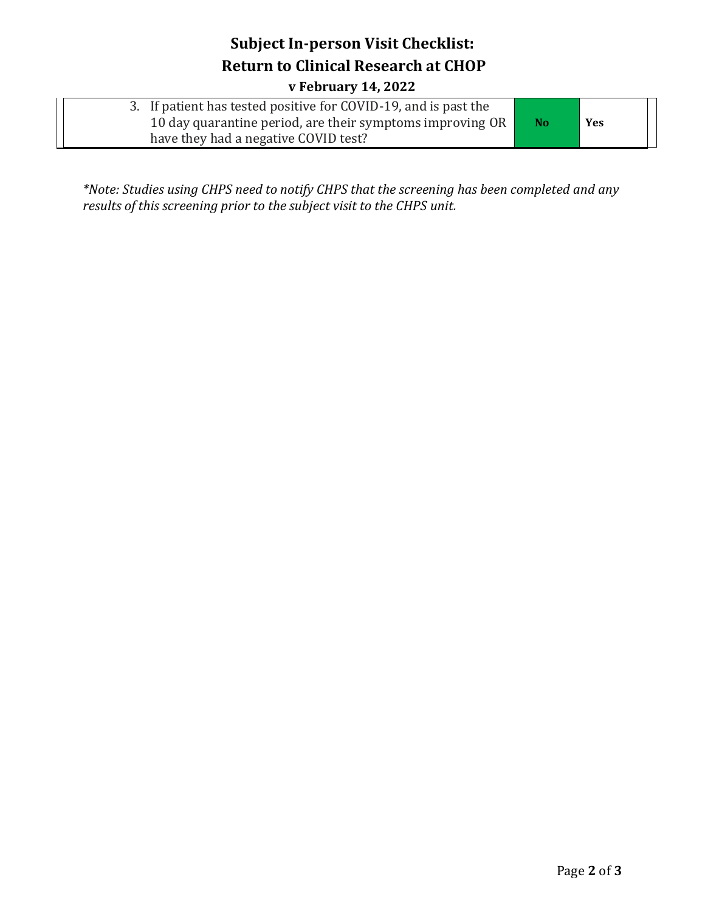# Subject In-person Visit Checklist:
# Return to Clinical Research at CHOP
### v February 14, 2022

| | | |
|---|---|---|
| 3. If patient has tested positive for COVID-19, and is past the 10 day quarantine period, are their symptoms improving OR have they had a negative COVID test? | **No** | **Yes** |

*\*Note: Studies using CHPS need to notify CHPS that the screening has been completed and any results of this screening prior to the subject visit to the CHPS unit.*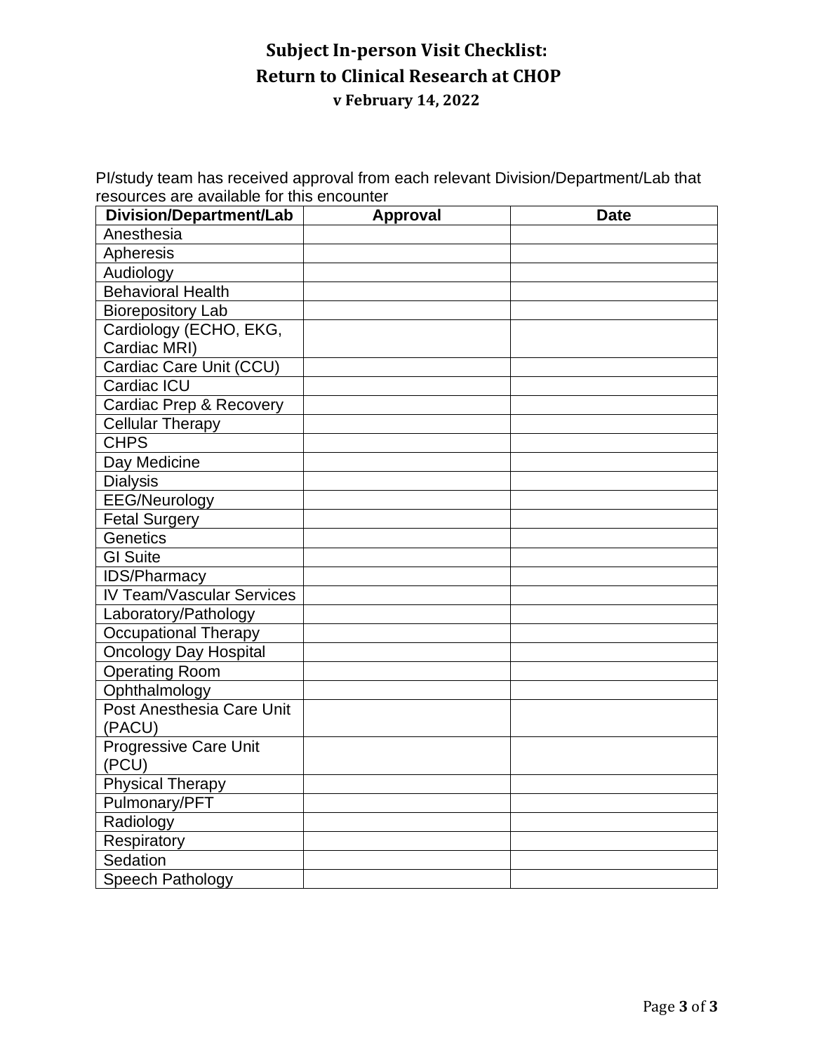# Subject In-person Visit Checklist:
# Return to Clinical Research at CHOP
### v February 14, 2022

PI/study team has received approval from each relevant Division/Department/Lab that resources are available for this encounter

| Division/Department/Lab | Approval | Date |
|---|---|---|
| Anesthesia | | |
| Apheresis | | |
| Audiology | | |
| Behavioral Health | | |
| Biorepository Lab | | |
| Cardiology (ECHO, EKG, Cardiac MRI) | | |
| Cardiac Care Unit (CCU) | | |
| Cardiac ICU | | |
| Cardiac Prep & Recovery | | |
| Cellular Therapy | | |
| CHPS | | |
| Day Medicine | | |
| Dialysis | | |
| EEG/Neurology | | |
| Fetal Surgery | | |
| Genetics | | |
| GI Suite | | |
| IDS/Pharmacy | | |
| IV Team/Vascular Services | | |
| Laboratory/Pathology | | |
| Occupational Therapy | | |
| Oncology Day Hospital | | |
| Operating Room | | |
| Ophthalmology | | |
| Post Anesthesia Care Unit (PACU) | | |
| Progressive Care Unit (PCU) | | |
| Physical Therapy | | |
| Pulmonary/PFT | | |
| Radiology | | |
| Respiratory | | |
| Sedation | | |
| Speech Pathology | | |